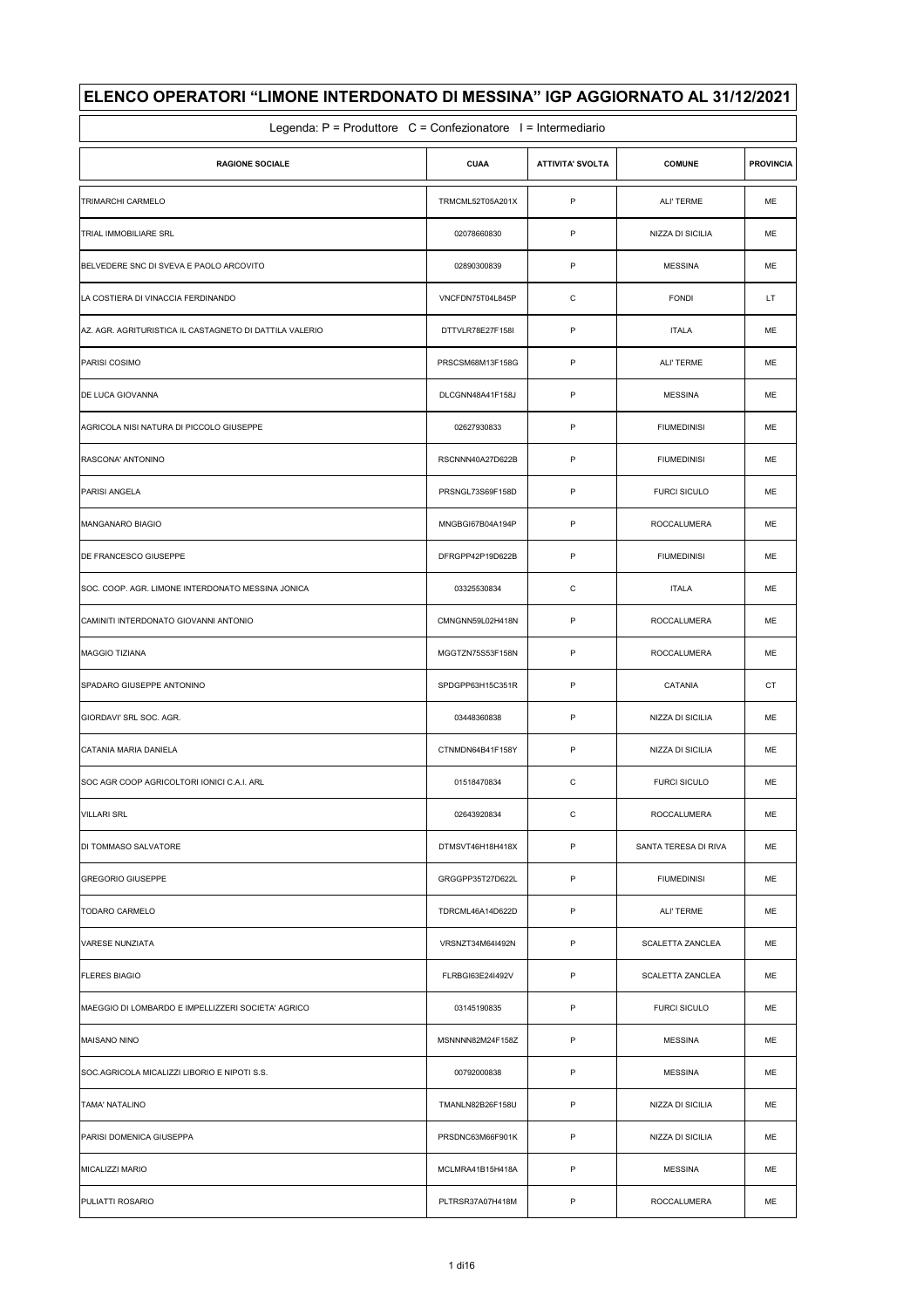# ELENCO OPERATORI "LIMONE INTERDONATO DI MESSINA" IGP AGGIORNATO AL 31/12/2021

Legenda: P = Produttore C = Confezionatore I = Intermediario

| RAGIONE SOCIALE | CUAA | ATTIVITA' SVOLTA | COMUNE | PROVINCIA |
|---|---|---|---|---|
| TRIMARCHI CARMELO | TRMCML52T05A201X | P | ALI' TERME | ME |
| TRIAL IMMOBILIARE SRL | 02078660830 | P | NIZZA DI SICILIA | ME |
| BELVEDERE SNC DI SVEVA E PAOLO ARCOVITO | 02890300839 | P | MESSINA | ME |
| LA COSTIERA DI VINACCIA FERDINANDO | VNCFDN75T04L845P | C | FONDI | LT |
| AZ. AGR. AGRITURISTICA IL CASTAGNETO DI DATTILA VALERIO | DTTVLR78E27F158I | P | ITALA | ME |
| PARISI COSIMO | PRSCSM68M13F158G | P | ALI' TERME | ME |
| DE LUCA GIOVANNA | DLCGNN48A41F158J | P | MESSINA | ME |
| AGRICOLA NISI NATURA DI PICCOLO GIUSEPPE | 02627930833 | P | FIUMEDINISI | ME |
| RASCONA' ANTONINO | RSCNNN40A27D622B | P | FIUMEDINISI | ME |
| PARISI ANGELA | PRSNGL73S69F158D | P | FURCI SICULO | ME |
| MANGANARO BIAGIO | MNGBGI67B04A194P | P | ROCCALUMERA | ME |
| DE FRANCESCO GIUSEPPE | DFRGPP42P19D622B | P | FIUMEDINISI | ME |
| SOC. COOP. AGR. LIMONE INTERDONATO MESSINA JONICA | 03325530834 | C | ITALA | ME |
| CAMINITI INTERDONATO GIOVANNI ANTONIO | CMNGNN59L02H418N | P | ROCCALUMERA | ME |
| MAGGIO TIZIANA | MGGTZN75S53F158N | P | ROCCALUMERA | ME |
| SPADARO GIUSEPPE ANTONINO | SPDGPP63H15C351R | P | CATANIA | CT |
| GIORDAVI' SRL SOC. AGR. | 03448360838 | P | NIZZA DI SICILIA | ME |
| CATANIA MARIA DANIELA | CTNMDN64B41F158Y | P | NIZZA DI SICILIA | ME |
| SOC AGR COOP AGRICOLTORI IONICI C.A.I. ARL | 01518470834 | C | FURCI SICULO | ME |
| VILLARI SRL | 02643920834 | C | ROCCALUMERA | ME |
| DI TOMMASO SALVATORE | DTMSVT46H18H418X | P | SANTA TERESA DI RIVA | ME |
| GREGORIO GIUSEPPE | GRGGPP35T27D622L | P | FIUMEDINISI | ME |
| TODARO CARMELO | TDRCML46A14D622D | P | ALI' TERME | ME |
| VARESE NUNZIATA | VRSNZT34M64I492N | P | SCALETTA ZANCLEA | ME |
| FLERES BIAGIO | FLRBGI63E24I492V | P | SCALETTA ZANCLEA | ME |
| MAEGGIO DI LOMBARDO E IMPELLIZZERI SOCIETA' AGRICO | 03145190835 | P | FURCI SICULO | ME |
| MAISANO NINO | MSNNNN82M24F158Z | P | MESSINA | ME |
| SOC.AGRICOLA MICALIZZI LIBORIO E NIPOTI S.S. | 00792000838 | P | MESSINA | ME |
| TAMA' NATALINO | TMANLN82B26F158U | P | NIZZA DI SICILIA | ME |
| PARISI DOMENICA GIUSEPPA | PRSDNC63M66F901K | P | NIZZA DI SICILIA | ME |
| MICALIZZI MARIO | MCLMRA41B15H418A | P | MESSINA | ME |
| PULIATTI ROSARIO | PLTRSR37A07H418M | P | ROCCALUMERA | ME |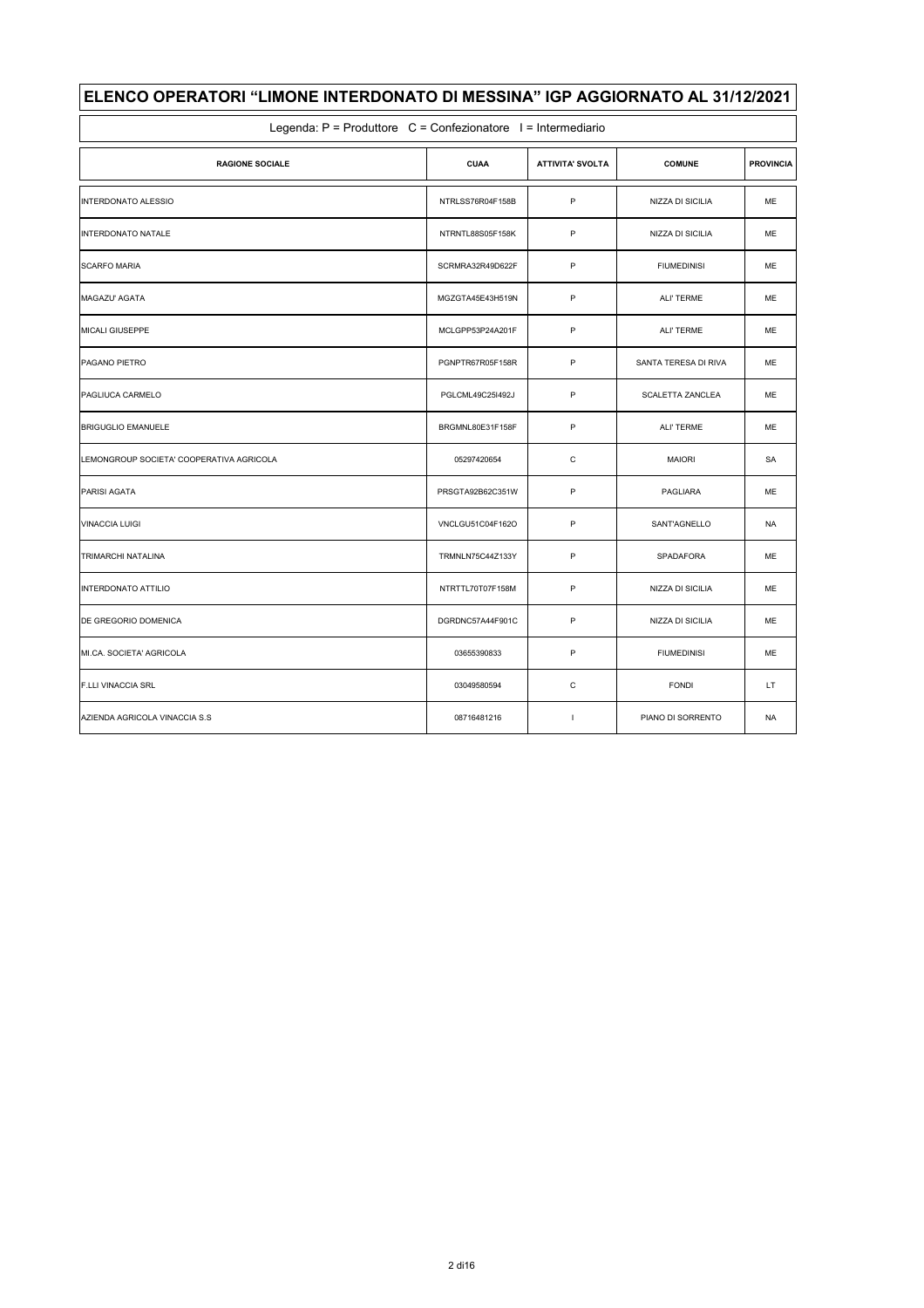# ELENCO OPERATORI “LIMONE INTERDONATO DI MESSINA” IGP AGGIORNATO AL 31/12/2021

Legenda: P = Produttore C = Confezionatore I = Intermediario

| RAGIONE SOCIALE | CUAA | ATTIVITA' SVOLTA | COMUNE | PROVINCIA |
|---|---|---|---|---|
| INTERDONATO ALESSIO | NTRLSS76R04F158B | P | NIZZA DI SICILIA | ME |
| INTERDONATO NATALE | NTRNTL88S05F158K | P | NIZZA DI SICILIA | ME |
| SCARFO MARIA | SCRMRA32R49D622F | P | FIUMEDINISI | ME |
| MAGAZU' AGATA | MGZGTA45E43H519N | P | ALI' TERME | ME |
| MICALI GIUSEPPE | MCLGPP53P24A201F | P | ALI' TERME | ME |
| PAGANO PIETRO | PGNPTR67R05F158R | P | SANTA TERESA DI RIVA | ME |
| PAGLIUCA CARMELO | PGLCML49C25I492J | P | SCALETTA ZANCLEA | ME |
| BRIGUGLIO EMANUELE | BRGMNL80E31F158F | P | ALI' TERME | ME |
| LEMONGROUP SOCIETA' COOPERATIVA AGRICOLA | 05297420654 | C | MAIORI | SA |
| PARISI AGATA | PRSGTA92B62C351W | P | PAGLIARA | ME |
| VINACCIA LUIGI | VNCLGU51C04F162O | P | SANT'AGNELLO | NA |
| TRIMARCHI NATALINA | TRMNLN75C44Z133Y | P | SPADAFORA | ME |
| INTERDONATO ATTILIO | NTRTTL70T07F158M | P | NIZZA DI SICILIA | ME |
| DE GREGORIO DOMENICA | DGRDNC57A44F901C | P | NIZZA DI SICILIA | ME |
| MI.CA. SOCIETA' AGRICOLA | 03655390833 | P | FIUMEDINISI | ME |
| F.LLI VINACCIA SRL | 03049580594 | C | FONDI | LT |
| AZIENDA AGRICOLA VINACCIA S.S | 08716481216 | I | PIANO DI SORRENTO | NA |